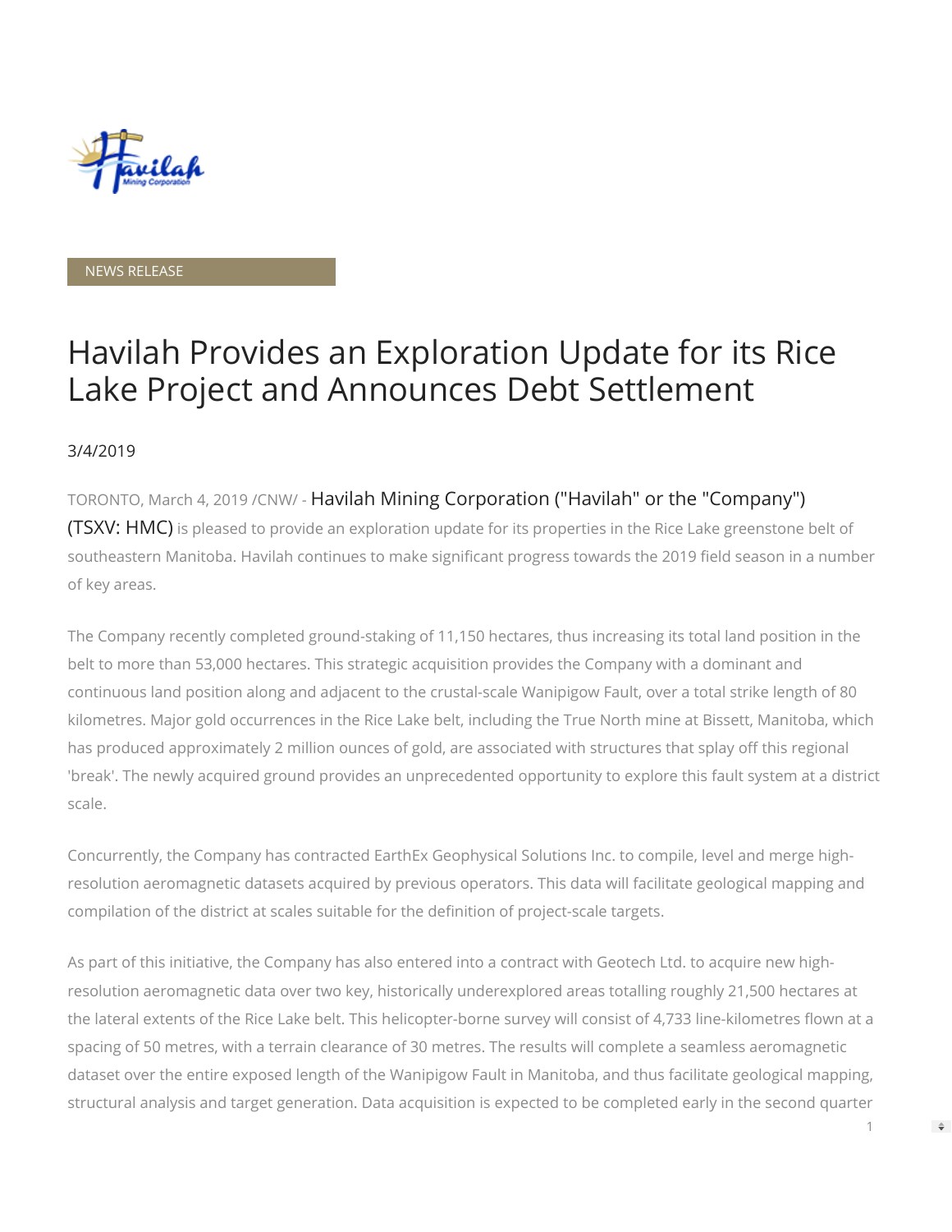NEWS RELEASE

# Havilah Provides an Exploration Update for its Rice Lake Project and Announces Debt Settlement

3/4/2019

TORONTO, March 4, 2019 /CNW/ - Havilah Mining Corporation ("Havilah" or the "Company") (TSXV: HMC) is pleased to provide an exploration update for its properties in the Rice Lake greenstone belt of southeastern Manitoba. Havilah continues to make significant progress towards the 2019 field season in a number of key areas.

The Company recently completed ground-staking of 11,150 hectares, thus increasing its total land position in the belt to more than 53,000 hectares. This strategic acquisition provides the Company with a dominant and continuous land position along and adjacent to the crustal-scale Wanipigow Fault, over a total strike length of 80 kilometres. Major gold occurrences in the Rice Lake belt, including the True North mine at Bissett, Manitoba, which has produced approximately 2 million ounces of gold, are associated with structures that splay off this regional 'break'. The newly acquired ground provides an unprecedented opportunity to explore this fault system at a district scale.

Concurrently, the Company has contracted EarthEx Geophysical Solutions Inc. to compile, level and merge high-resolution aeromagnetic datasets acquired by previous operators. This data will facilitate geological mapping and compilation of the district at scales suitable for the definition of project-scale targets.

As part of this initiative, the Company has also entered into a contract with Geotech Ltd. to acquire new high-resolution aeromagnetic data over two key, historically underexplored areas totalling roughly 21,500 hectares at the lateral extents of the Rice Lake belt. This helicopter-borne survey will consist of 4,733 line-kilometres flown at a spacing of 50 metres, with a terrain clearance of 30 metres. The results will complete a seamless aeromagnetic dataset over the entire exposed length of the Wanipigow Fault in Manitoba, and thus facilitate geological mapping, structural analysis and target generation. Data acquisition is expected to be completed early in the second quarter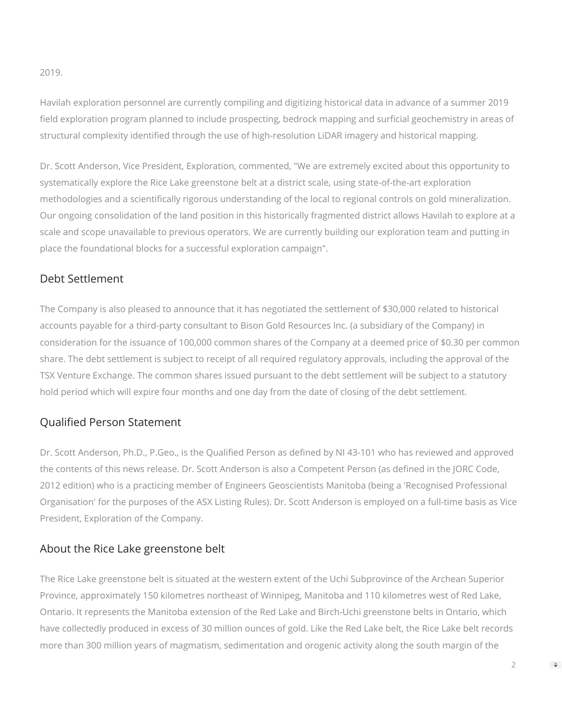2019.

Havilah exploration personnel are currently compiling and digitizing historical data in advance of a summer 2019 field exploration program planned to include prospecting, bedrock mapping and surficial geochemistry in areas of structural complexity identified through the use of high-resolution LiDAR imagery and historical mapping.

Dr. Scott Anderson, Vice President, Exploration, commented, "We are extremely excited about this opportunity to systematically explore the Rice Lake greenstone belt at a district scale, using state-of-the-art exploration methodologies and a scientifically rigorous understanding of the local to regional controls on gold mineralization. Our ongoing consolidation of the land position in this historically fragmented district allows Havilah to explore at a scale and scope unavailable to previous operators. We are currently building our exploration team and putting in place the foundational blocks for a successful exploration campaign".

## Debt Settlement

The Company is also pleased to announce that it has negotiated the settlement of $30,000 related to historical accounts payable for a third-party consultant to Bison Gold Resources Inc. (a subsidiary of the Company) in consideration for the issuance of 100,000 common shares of the Company at a deemed price of $0.30 per common share. The debt settlement is subject to receipt of all required regulatory approvals, including the approval of the TSX Venture Exchange. The common shares issued pursuant to the debt settlement will be subject to a statutory hold period which will expire four months and one day from the date of closing of the debt settlement.

## Qualified Person Statement

Dr. Scott Anderson, Ph.D., P.Geo., is the Qualified Person as defined by NI 43-101 who has reviewed and approved the contents of this news release. Dr. Scott Anderson is also a Competent Person (as defined in the JORC Code, 2012 edition) who is a practicing member of Engineers Geoscientists Manitoba (being a 'Recognised Professional Organisation' for the purposes of the ASX Listing Rules). Dr. Scott Anderson is employed on a full-time basis as Vice President, Exploration of the Company.

## About the Rice Lake greenstone belt

The Rice Lake greenstone belt is situated at the western extent of the Uchi Subprovince of the Archean Superior Province, approximately 150 kilometres northeast of Winnipeg, Manitoba and 110 kilometres west of Red Lake, Ontario. It represents the Manitoba extension of the Red Lake and Birch-Uchi greenstone belts in Ontario, which have collectedly produced in excess of 30 million ounces of gold. Like the Red Lake belt, the Rice Lake belt records more than 300 million years of magmatism, sedimentation and orogenic activity along the south margin of the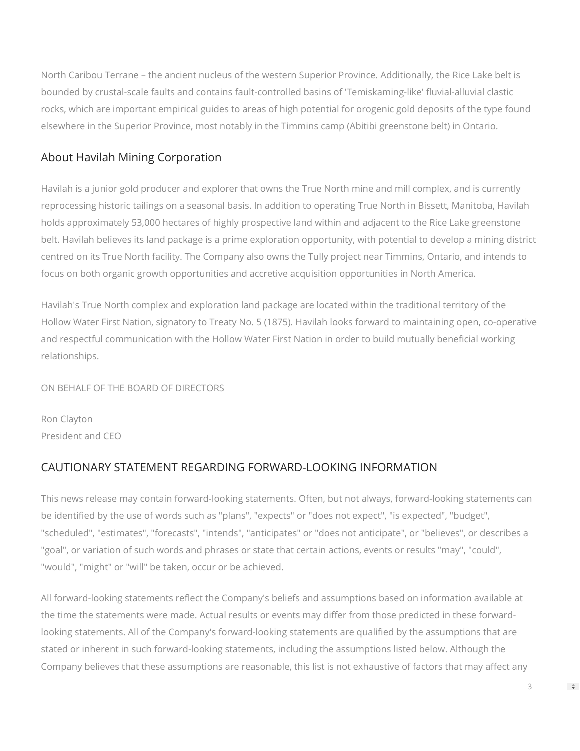North Caribou Terrane – the ancient nucleus of the western Superior Province. Additionally, the Rice Lake belt is bounded by crustal-scale faults and contains fault-controlled basins of 'Temiskaming-like' fluvial-alluvial clastic rocks, which are important empirical guides to areas of high potential for orogenic gold deposits of the type found elsewhere in the Superior Province, most notably in the Timmins camp (Abitibi greenstone belt) in Ontario.

## About Havilah Mining Corporation

Havilah is a junior gold producer and explorer that owns the True North mine and mill complex, and is currently reprocessing historic tailings on a seasonal basis. In addition to operating True North in Bissett, Manitoba, Havilah holds approximately 53,000 hectares of highly prospective land within and adjacent to the Rice Lake greenstone belt. Havilah believes its land package is a prime exploration opportunity, with potential to develop a mining district centred on its True North facility. The Company also owns the Tully project near Timmins, Ontario, and intends to focus on both organic growth opportunities and accretive acquisition opportunities in North America.

Havilah's True North complex and exploration land package are located within the traditional territory of the Hollow Water First Nation, signatory to Treaty No. 5 (1875). Havilah looks forward to maintaining open, co-operative and respectful communication with the Hollow Water First Nation in order to build mutually beneficial working relationships.

ON BEHALF OF THE BOARD OF DIRECTORS

Ron Clayton
President and CEO

## CAUTIONARY STATEMENT REGARDING FORWARD-LOOKING INFORMATION

This news release may contain forward-looking statements. Often, but not always, forward-looking statements can be identified by the use of words such as "plans", "expects" or "does not expect", "is expected", "budget", "scheduled", "estimates", "forecasts", "intends", "anticipates" or "does not anticipate", or "believes", or describes a "goal", or variation of such words and phrases or state that certain actions, events or results "may", "could", "would", "might" or "will" be taken, occur or be achieved.

All forward-looking statements reflect the Company's beliefs and assumptions based on information available at the time the statements were made. Actual results or events may differ from those predicted in these forward-looking statements. All of the Company's forward-looking statements are qualified by the assumptions that are stated or inherent in such forward-looking statements, including the assumptions listed below. Although the Company believes that these assumptions are reasonable, this list is not exhaustive of factors that may affect any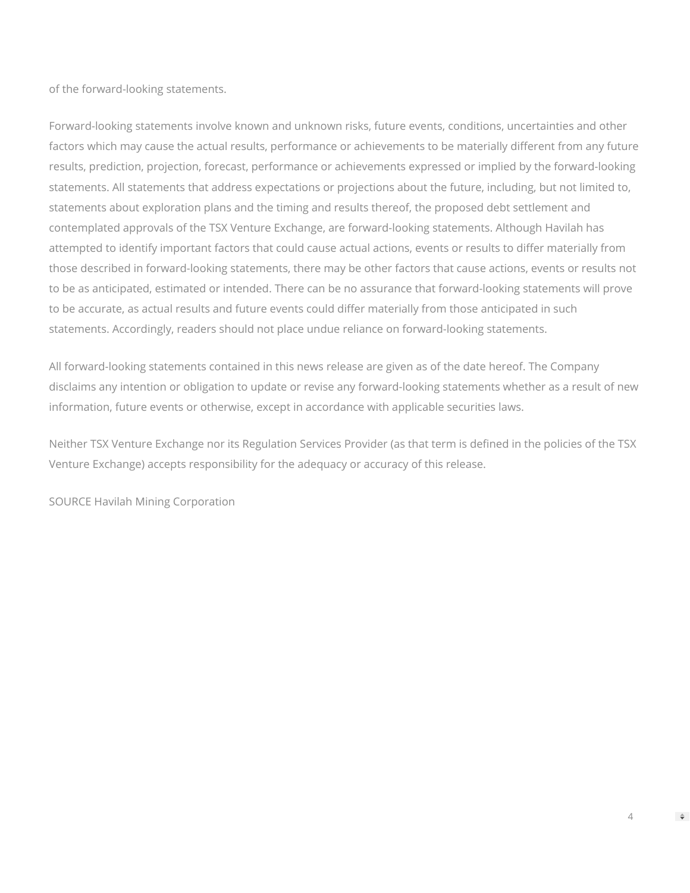of the forward-looking statements.

Forward-looking statements involve known and unknown risks, future events, conditions, uncertainties and other factors which may cause the actual results, performance or achievements to be materially different from any future results, prediction, projection, forecast, performance or achievements expressed or implied by the forward-looking statements. All statements that address expectations or projections about the future, including, but not limited to, statements about exploration plans and the timing and results thereof, the proposed debt settlement and contemplated approvals of the TSX Venture Exchange, are forward-looking statements. Although Havilah has attempted to identify important factors that could cause actual actions, events or results to differ materially from those described in forward-looking statements, there may be other factors that cause actions, events or results not to be as anticipated, estimated or intended. There can be no assurance that forward-looking statements will prove to be accurate, as actual results and future events could differ materially from those anticipated in such statements. Accordingly, readers should not place undue reliance on forward-looking statements.

All forward-looking statements contained in this news release are given as of the date hereof. The Company disclaims any intention or obligation to update or revise any forward-looking statements whether as a result of new information, future events or otherwise, except in accordance with applicable securities laws.

Neither TSX Venture Exchange nor its Regulation Services Provider (as that term is defined in the policies of the TSX Venture Exchange) accepts responsibility for the adequacy or accuracy of this release.

SOURCE Havilah Mining Corporation